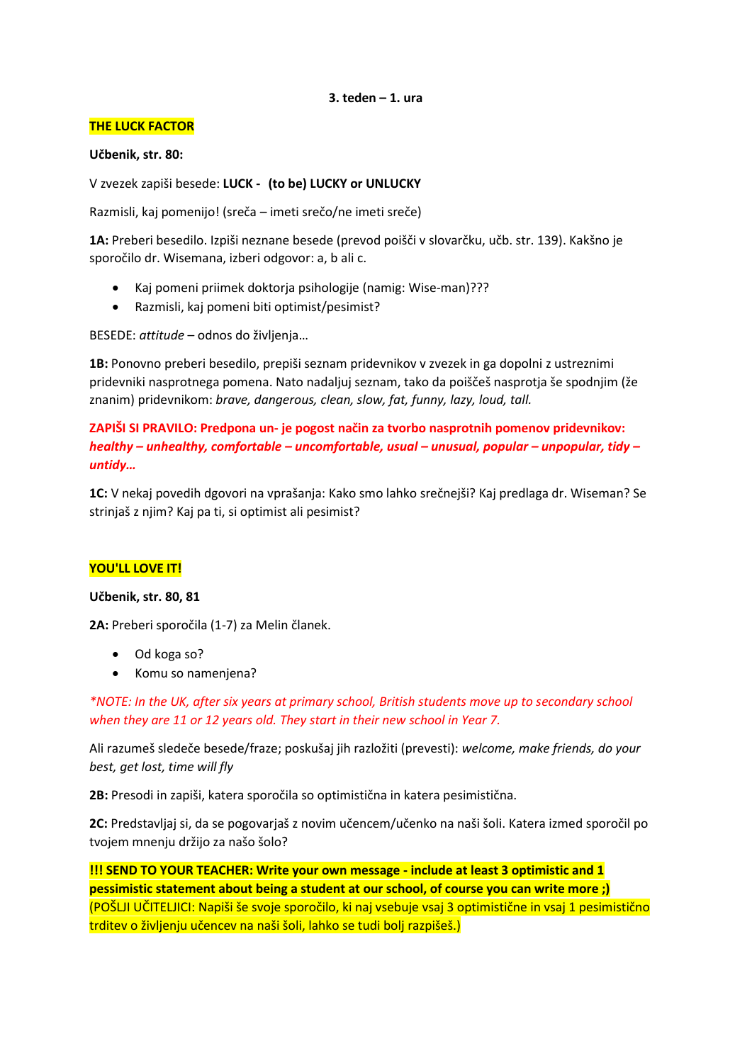**3. teden – 1. ura**

**THE LUCK FACTOR**

**Učbenik, str. 80:**

V zvezek zapiši besede: **LUCK - (to be) LUCKY or UNLUCKY**

Razmisli, kaj pomenijo! (sreča – imeti srečo/ne imeti sreče)

**1A:** Preberi besedilo. Izpiši neznane besede (prevod poišči v slovarčku, učb. str. 139). Kakšno je sporočilo dr. Wisemana, izberi odgovor: a, b ali c.

- Kaj pomeni priimek doktorja psihologije (namig: Wise-man)???
- Razmisli, kaj pomeni biti optimist/pesimist?

BESEDE: *attitude* – odnos do življenja…

**1B:** Ponovno preberi besedilo, prepiši seznam pridevnikov v zvezek in ga dopolni z ustreznimi pridevniki nasprotnega pomena. Nato nadaljuj seznam, tako da poiščeš nasprotja še spodnjim (že znanim) pridevnikom: *brave, dangerous, clean, slow, fat, funny, lazy, loud, tall.*

**ZAPIŠI SI PRAVILO: Predpona un- je pogost način za tvorbo nasprotnih pomenov pridevnikov: *healthy – unhealthy, comfortable – uncomfortable, usual – unusual, popular – unpopular, tidy – untidy…***

**1C:** V nekaj povedih dgovori na vprašanja: Kako smo lahko srečnejši? Kaj predlaga dr. Wiseman? Se strinjaš z njim? Kaj pa ti, si optimist ali pesimist?

**YOU'LL LOVE IT!**

**Učbenik, str. 80, 81**

**2A:** Preberi sporočila (1-7) za Melin članek.

- Od koga so?
- Komu so namenjena?

*\*NOTE: In the UK, after six years at primary school, British students move up to secondary school when they are 11 or 12 years old. They start in their new school in Year 7.*

Ali razumeš sledeče besede/fraze; poskušaj jih razložiti (prevesti): *welcome, make friends, do your best, get lost, time will fly*

**2B:** Presodi in zapiši, katera sporočila so optimistična in katera pesimistična.

**2C:** Predstavljaj si, da se pogovarjaš z novim učencem/učenko na naši šoli. Katera izmed sporočil po tvojem mnenju držijo za našo šolo?

**!!! SEND TO YOUR TEACHER: Write your own message - include at least 3 optimistic and 1 pessimistic statement about being a student at our school, of course you can write more ;)** (POŠLJI UČITELJICI: Napiši še svoje sporočilo, ki naj vsebuje vsaj 3 optimistične in vsaj 1 pesimistično trditev o življenju učencev na naši šoli, lahko se tudi bolj razpišeš.)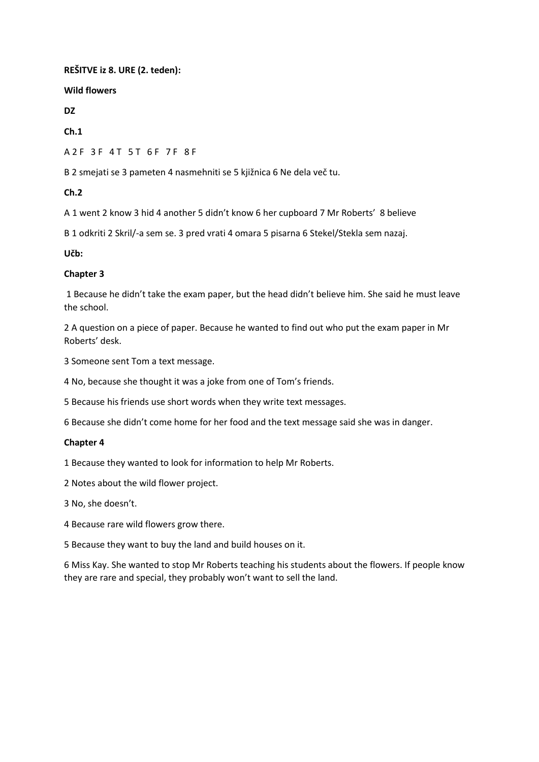**REŠITVE iz 8. URE (2. teden):**

**Wild flowers**

**DZ**

**Ch.1**

A 2 F 3 F 4 T 5 T 6 F 7 F 8 F

B 2 smejati se 3 pameten 4 nasmehniti se 5 kjižnica 6 Ne dela več tu.

**Ch.2**

A 1 went 2 know 3 hid 4 another 5 didn't know 6 her cupboard 7 Mr Roberts' 8 believe

B 1 odkriti 2 Skril/-a sem se. 3 pred vrati 4 omara 5 pisarna 6 Stekel/Stekla sem nazaj.

**Učb:**

**Chapter 3**

1 Because he didn't take the exam paper, but the head didn't believe him. She said he must leave the school.

2 A question on a piece of paper. Because he wanted to find out who put the exam paper in Mr Roberts' desk.

3 Someone sent Tom a text message.

4 No, because she thought it was a joke from one of Tom's friends.

5 Because his friends use short words when they write text messages.

6 Because she didn't come home for her food and the text message said she was in danger.

**Chapter 4**

1 Because they wanted to look for information to help Mr Roberts.

2 Notes about the wild flower project.

3 No, she doesn't.

4 Because rare wild flowers grow there.

5 Because they want to buy the land and build houses on it.

6 Miss Kay. She wanted to stop Mr Roberts teaching his students about the flowers. If people know they are rare and special, they probably won't want to sell the land.